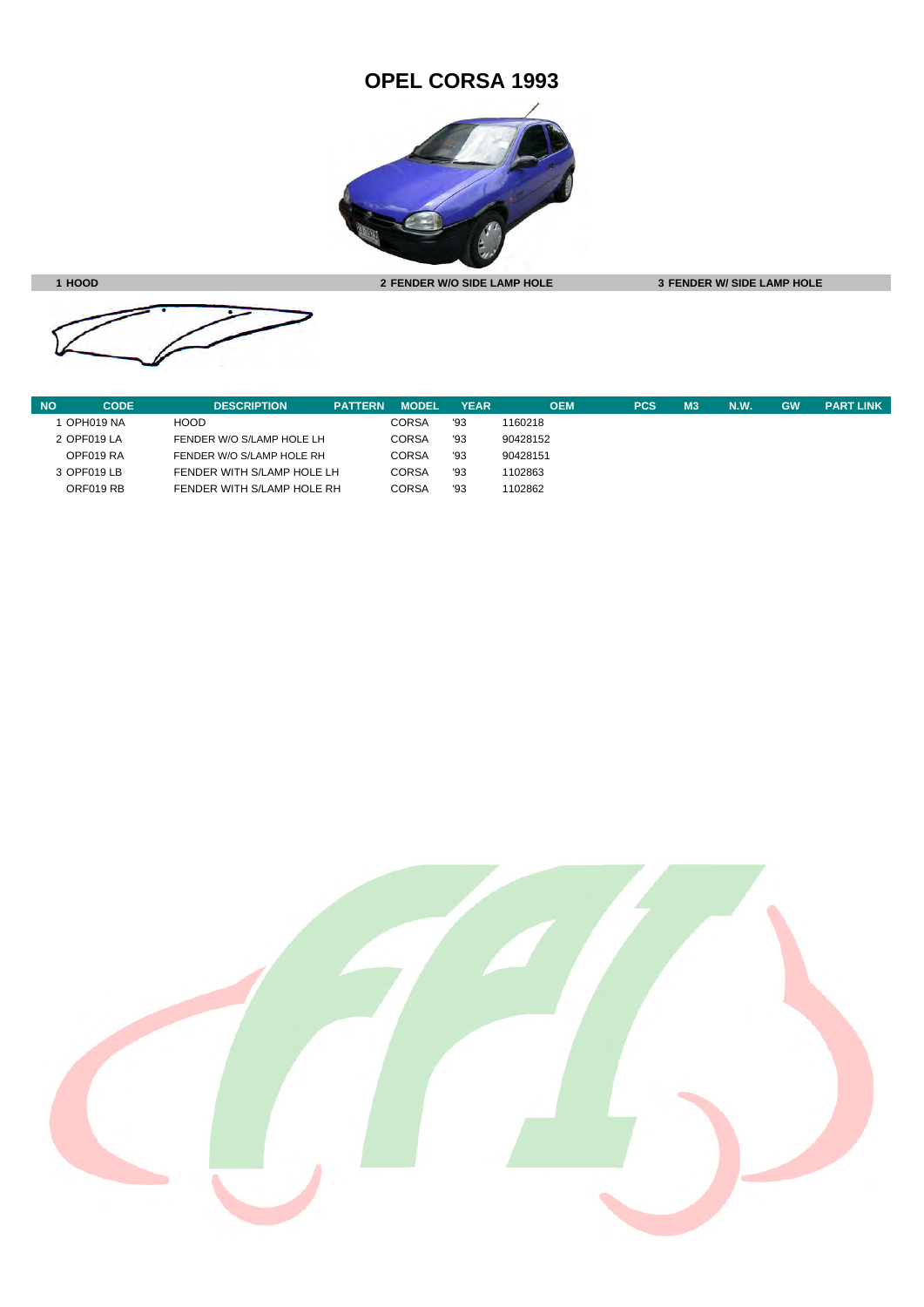# OPEL CORSA 1993

| 1 HOOD | 2 FENDER W/O SIDE LAMP HOLE | 3 FENDER W/ SIDE LAMP HOLE |
|---|---|---|

| NO | CODE | DESCRIPTION | PATTERN | MODEL | YEAR | OEM | PCS | M3 | N.W. | GW | PART LINK |
|---|---|---|---|---|---|---|---|---|---|---|---|
| 1 | OPH019 NA | HOOD | | CORSA | '93 | 1160218 | | | | | |
| 2 | OPF019 LA | FENDER W/O S/LAMP HOLE LH | | CORSA | '93 | 90428152 | | | | | |
| | OPF019 RA | FENDER W/O S/LAMP HOLE RH | | CORSA | '93 | 90428151 | | | | | |
| 3 | OPF019 LB | FENDER WITH S/LAMP HOLE LH | | CORSA | '93 | 1102863 | | | | | |
| | ORF019 RB | FENDER WITH S/LAMP HOLE RH | | CORSA | '93 | 1102862 | | | | | |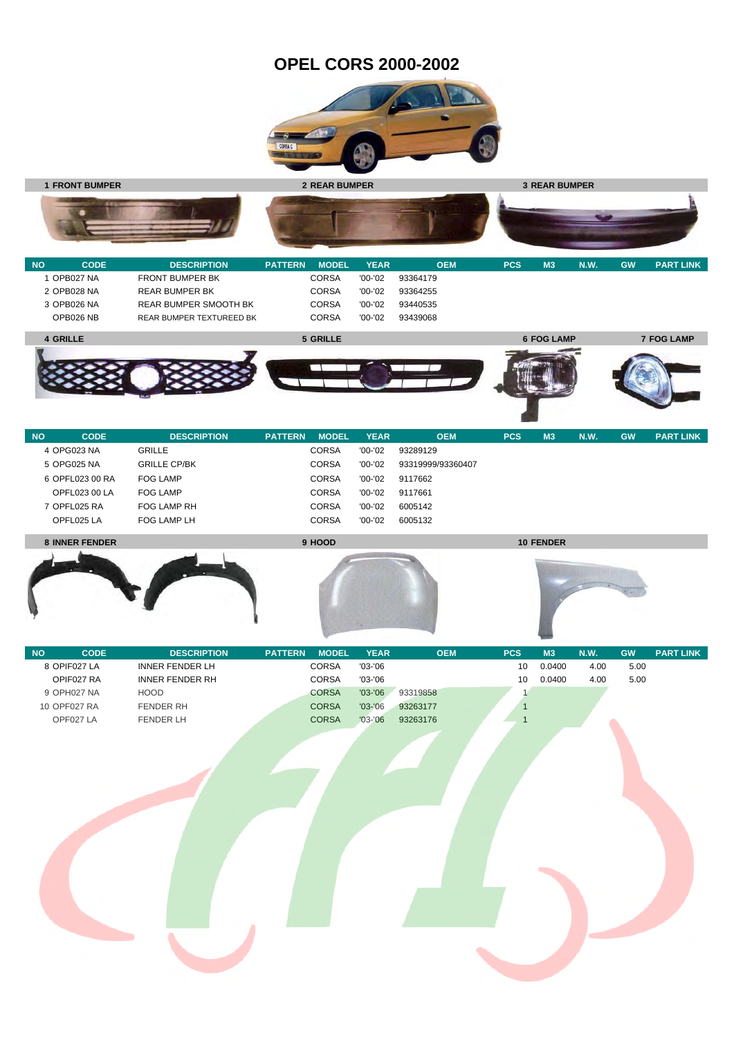# OPEL CORS 2000-2002

**1 FRONT BUMPER** **2 REAR BUMPER** **3 REAR BUMPER**

| NO | CODE | DESCRIPTION | PATTERN | MODEL | YEAR | OEM | PCS | M3 | N.W. | GW | PART LINK |
|---|---|---|---|---|---|---|---|---|---|---|---|
| 1 | OPB027 NA | FRONT BUMPER BK | | CORSA | '00-'02 | 93364179 | | | | | |
| 2 | OPB028 NA | REAR BUMPER BK | | CORSA | '00-'02 | 93364255 | | | | | |
| 3 | OPB026 NA | REAR BUMPER SMOOTH BK | | CORSA | '00-'02 | 93440535 | | | | | |
| | OPB026 NB | REAR BUMPER TEXTUREED BK | | CORSA | '00-'02 | 93439068 | | | | | |

**4 GRILLE** **5 GRILLE** **6 FOG LAMP** **7 FOG LAMP**

| NO | CODE | DESCRIPTION | PATTERN | MODEL | YEAR | OEM | PCS | M3 | N.W. | GW | PART LINK |
|---|---|---|---|---|---|---|---|---|---|---|---|
| 4 | OPG023 NA | GRILLE | | CORSA | '00-'02 | 93289129 | | | | | |
| 5 | OPG025 NA | GRILLE CP/BK | | CORSA | '00-'02 | 93319999/93360407 | | | | | |
| 6 | OPFL023 00 RA | FOG LAMP | | CORSA | '00-'02 | 9117662 | | | | | |
| | OPFL023 00 LA | FOG LAMP | | CORSA | '00-'02 | 9117661 | | | | | |
| 7 | OPFL025 RA | FOG LAMP RH | | CORSA | '00-'02 | 6005142 | | | | | |
| | OPFL025 LA | FOG LAMP LH | | CORSA | '00-'02 | 6005132 | | | | | |

**8 INNER FENDER** **9 HOOD** **10 FENDER**

| NO | CODE | DESCRIPTION | PATTERN | MODEL | YEAR | OEM | PCS | M3 | N.W. | GW | PART LINK |
|---|---|---|---|---|---|---|---|---|---|---|---|
| 8 | OPIF027 LA | INNER FENDER LH | | CORSA | '03-'06 | | 10 | 0.0400 | 4.00 | 5.00 | |
| | OPIF027 RA | INNER FENDER RH | | CORSA | '03-'06 | | 10 | 0.0400 | 4.00 | 5.00 | |
| 9 | OPH027 NA | HOOD | | CORSA | '03-'06 | 93319858 | 1 | | | | |
| 10 | OPF027 RA | FENDER RH | | CORSA | '03-'06 | 93263177 | 1 | | | | |
| | OPF027 LA | FENDER LH | | CORSA | '03-'06 | 93263176 | 1 | | | | |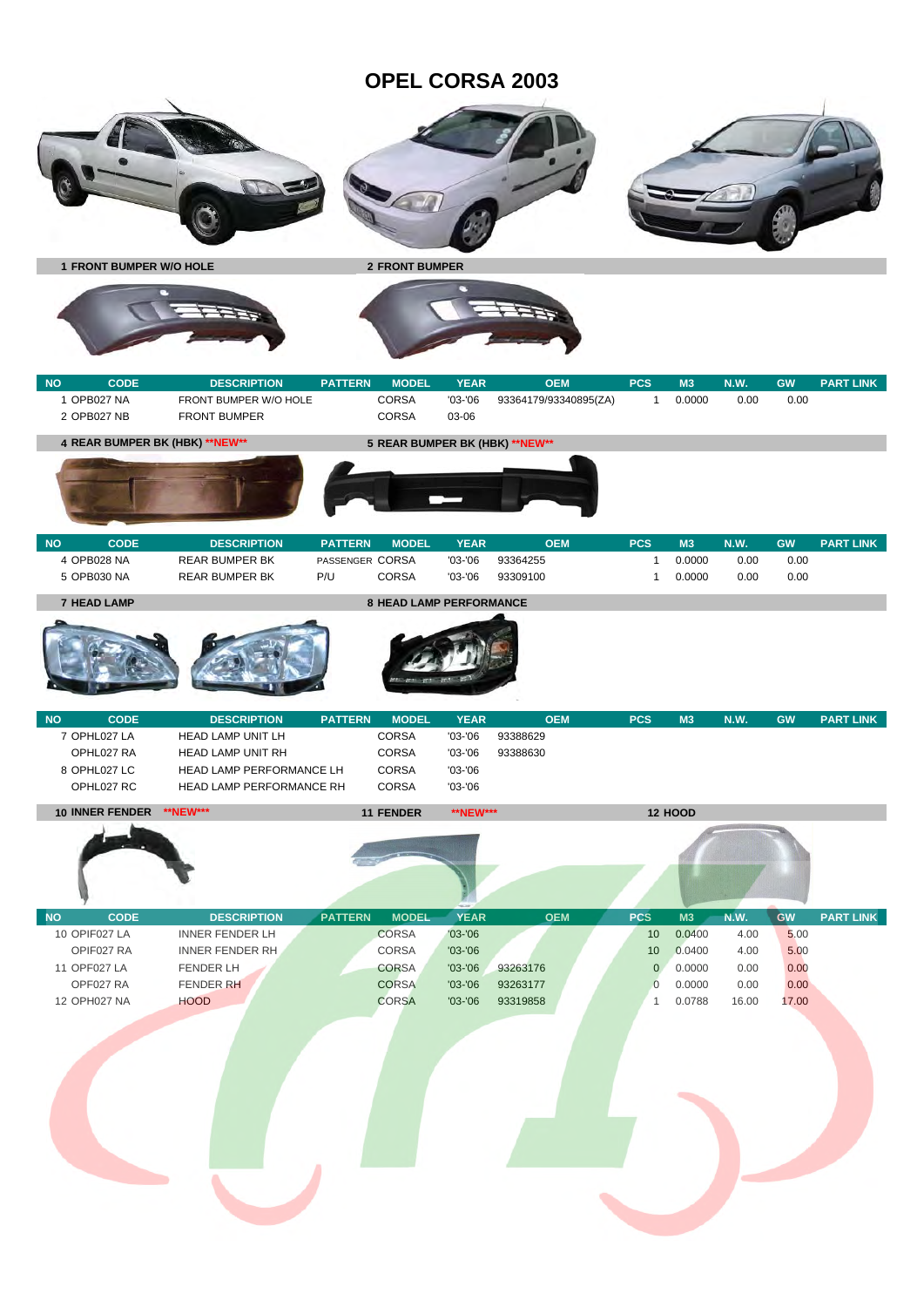# OPEL CORSA 2003

**1 FRONT BUMPER W/O HOLE** **2 FRONT BUMPER**

| NO | CODE | DESCRIPTION | PATTERN | MODEL | YEAR | OEM | PCS | M3 | N.W. | GW | PART LINK |
|---|---|---|---|---|---|---|---|---|---|---|---|
| 1 | OPB027 NA | FRONT BUMPER W/O HOLE | | CORSA | '03-'06 | 93364179/93340895(ZA) | 1 | 0.0000 | 0.00 | 0.00 | |
| 2 | OPB027 NB | FRONT BUMPER | | CORSA | 03-06 | | | | | | |

**4 REAR BUMPER BK (HBK) \*\*NEW\*\*** **5 REAR BUMPER BK (HBK) \*\*NEW\*\***

| NO | CODE | DESCRIPTION | PATTERN | MODEL | YEAR | OEM | PCS | M3 | N.W. | GW | PART LINK |
|---|---|---|---|---|---|---|---|---|---|---|---|
| 4 | OPB028 NA | REAR BUMPER BK | PASSENGER | CORSA | '03-'06 | 93364255 | 1 | 0.0000 | 0.00 | 0.00 | |
| 5 | OPB030 NA | REAR BUMPER BK | P/U | CORSA | '03-'06 | 93309100 | 1 | 0.0000 | 0.00 | 0.00 | |

**7 HEAD LAMP** **8 HEAD LAMP PERFORMANCE**

| NO | CODE | DESCRIPTION | PATTERN | MODEL | YEAR | OEM | PCS | M3 | N.W. | GW | PART LINK |
|---|---|---|---|---|---|---|---|---|---|---|---|
| 7 | OPHL027 LA | HEAD LAMP UNIT LH | | CORSA | '03-'06 | 93388629 | | | | | |
| | OPHL027 RA | HEAD LAMP UNIT RH | | CORSA | '03-'06 | 93388630 | | | | | |
| 8 | OPHL027 LC | HEAD LAMP PERFORMANCE LH | | CORSA | '03-'06 | | | | | | |
| | OPHL027 RC | HEAD LAMP PERFORMANCE RH | | CORSA | '03-'06 | | | | | | |

**10 INNER FENDER \*\*NEW\*\*\*** **11 FENDER \*\*NEW\*\*\*** **12 HOOD**

| NO | CODE | DESCRIPTION | PATTERN | MODEL | YEAR | OEM | PCS | M3 | N.W. | GW | PART LINK |
|---|---|---|---|---|---|---|---|---|---|---|---|
| 10 | OPIF027 LA | INNER FENDER LH | | CORSA | '03-'06 | | 10 | 0.0400 | 4.00 | 5.00 | |
| | OPIF027 RA | INNER FENDER RH | | CORSA | '03-'06 | | 10 | 0.0400 | 4.00 | 5.00 | |
| 11 | OPF027 LA | FENDER LH | | CORSA | '03-'06 | 93263176 | 0 | 0.0000 | 0.00 | 0.00 | |
| | OPF027 RA | FENDER RH | | CORSA | '03-'06 | 93263177 | 0 | 0.0000 | 0.00 | 0.00 | |
| 12 | OPH027 NA | HOOD | | CORSA | '03-'06 | 93319858 | 1 | 0.0788 | 16.00 | 17.00 | |